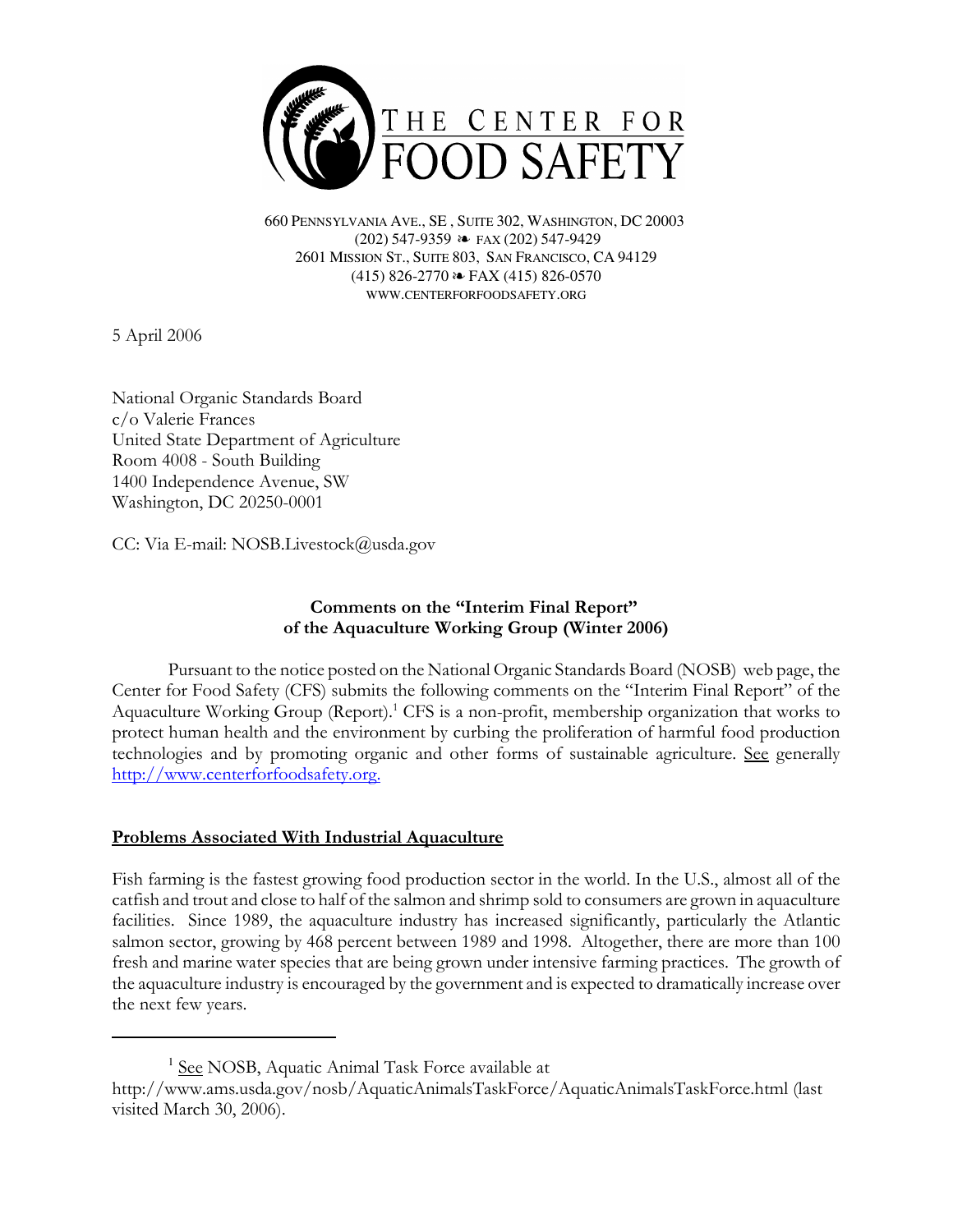# THE CENTER FOR FOOD SAFETY

660 PENNSYLVANIA AVE., SE , SUITE 302, WASHINGTON, DC 20003
(202) 547-9359 ❧ FAX (202) 547-9429
2601 MISSION ST., SUITE 803, SAN FRANCISCO, CA 94129
(415) 826-2770 ❧ FAX (415) 826-0570
WWW.CENTERFORFOODSAFETY.ORG

5 April 2006

National Organic Standards Board
c/o Valerie Frances
United State Department of Agriculture
Room 4008 - South Building
1400 Independence Avenue, SW
Washington, DC 20250-0001

CC: Via E-mail: NOSB.Livestock@usda.gov

**Comments on the "Interim Final Report" of the Aquaculture Working Group (Winter 2006)**

Pursuant to the notice posted on the National Organic Standards Board (NOSB) web page, the Center for Food Safety (CFS) submits the following comments on the "Interim Final Report" of the Aquaculture Working Group (Report).[1] CFS is a non-profit, membership organization that works to protect human health and the environment by curbing the proliferation of harmful food production technologies and by promoting organic and other forms of sustainable agriculture. See generally http://www.centerforfoodsafety.org.

## Problems Associated With Industrial Aquaculture

Fish farming is the fastest growing food production sector in the world. In the U.S., almost all of the catfish and trout and close to half of the salmon and shrimp sold to consumers are grown in aquaculture facilities. Since 1989, the aquaculture industry has increased significantly, particularly the Atlantic salmon sector, growing by 468 percent between 1989 and 1998. Altogether, there are more than 100 fresh and marine water species that are being grown under intensive farming practices. The growth of the aquaculture industry is encouraged by the government and is expected to dramatically increase over the next few years.

---

[1] See NOSB, Aquatic Animal Task Force available at http://www.ams.usda.gov/nosb/AquaticAnimalsTaskForce/AquaticAnimalsTaskForce.html (last visited March 30, 2006).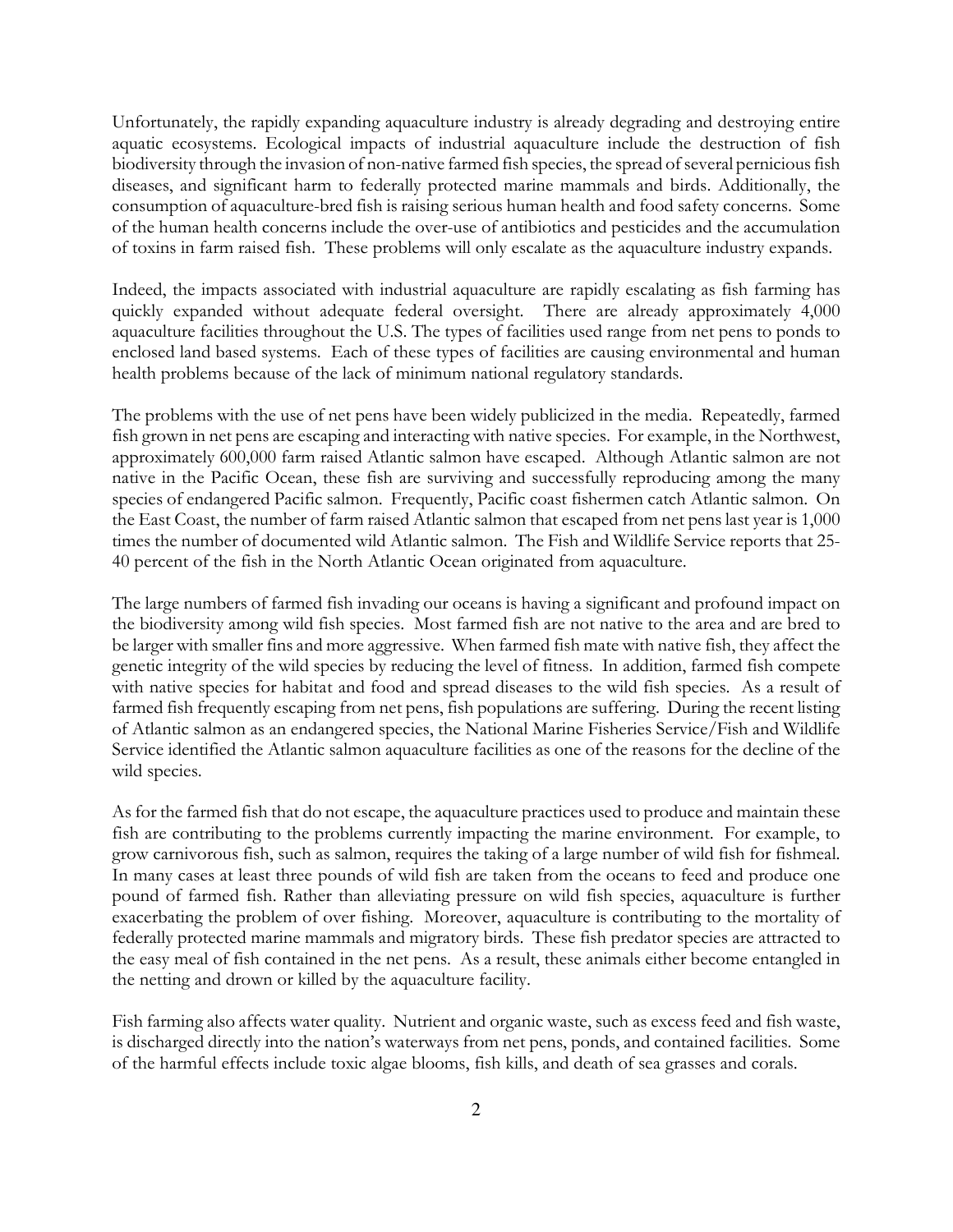Unfortunately, the rapidly expanding aquaculture industry is already degrading and destroying entire aquatic ecosystems. Ecological impacts of industrial aquaculture include the destruction of fish biodiversity through the invasion of non-native farmed fish species, the spread of several pernicious fish diseases, and significant harm to federally protected marine mammals and birds. Additionally, the consumption of aquaculture-bred fish is raising serious human health and food safety concerns. Some of the human health concerns include the over-use of antibiotics and pesticides and the accumulation of toxins in farm raised fish. These problems will only escalate as the aquaculture industry expands.

Indeed, the impacts associated with industrial aquaculture are rapidly escalating as fish farming has quickly expanded without adequate federal oversight. There are already approximately 4,000 aquaculture facilities throughout the U.S. The types of facilities used range from net pens to ponds to enclosed land based systems. Each of these types of facilities are causing environmental and human health problems because of the lack of minimum national regulatory standards.

The problems with the use of net pens have been widely publicized in the media. Repeatedly, farmed fish grown in net pens are escaping and interacting with native species. For example, in the Northwest, approximately 600,000 farm raised Atlantic salmon have escaped. Although Atlantic salmon are not native in the Pacific Ocean, these fish are surviving and successfully reproducing among the many species of endangered Pacific salmon. Frequently, Pacific coast fishermen catch Atlantic salmon. On the East Coast, the number of farm raised Atlantic salmon that escaped from net pens last year is 1,000 times the number of documented wild Atlantic salmon. The Fish and Wildlife Service reports that 25-40 percent of the fish in the North Atlantic Ocean originated from aquaculture.

The large numbers of farmed fish invading our oceans is having a significant and profound impact on the biodiversity among wild fish species. Most farmed fish are not native to the area and are bred to be larger with smaller fins and more aggressive. When farmed fish mate with native fish, they affect the genetic integrity of the wild species by reducing the level of fitness. In addition, farmed fish compete with native species for habitat and food and spread diseases to the wild fish species. As a result of farmed fish frequently escaping from net pens, fish populations are suffering. During the recent listing of Atlantic salmon as an endangered species, the National Marine Fisheries Service/Fish and Wildlife Service identified the Atlantic salmon aquaculture facilities as one of the reasons for the decline of the wild species.

As for the farmed fish that do not escape, the aquaculture practices used to produce and maintain these fish are contributing to the problems currently impacting the marine environment. For example, to grow carnivorous fish, such as salmon, requires the taking of a large number of wild fish for fishmeal. In many cases at least three pounds of wild fish are taken from the oceans to feed and produce one pound of farmed fish. Rather than alleviating pressure on wild fish species, aquaculture is further exacerbating the problem of over fishing. Moreover, aquaculture is contributing to the mortality of federally protected marine mammals and migratory birds. These fish predator species are attracted to the easy meal of fish contained in the net pens. As a result, these animals either become entangled in the netting and drown or killed by the aquaculture facility.

Fish farming also affects water quality. Nutrient and organic waste, such as excess feed and fish waste, is discharged directly into the nation's waterways from net pens, ponds, and contained facilities. Some of the harmful effects include toxic algae blooms, fish kills, and death of sea grasses and corals.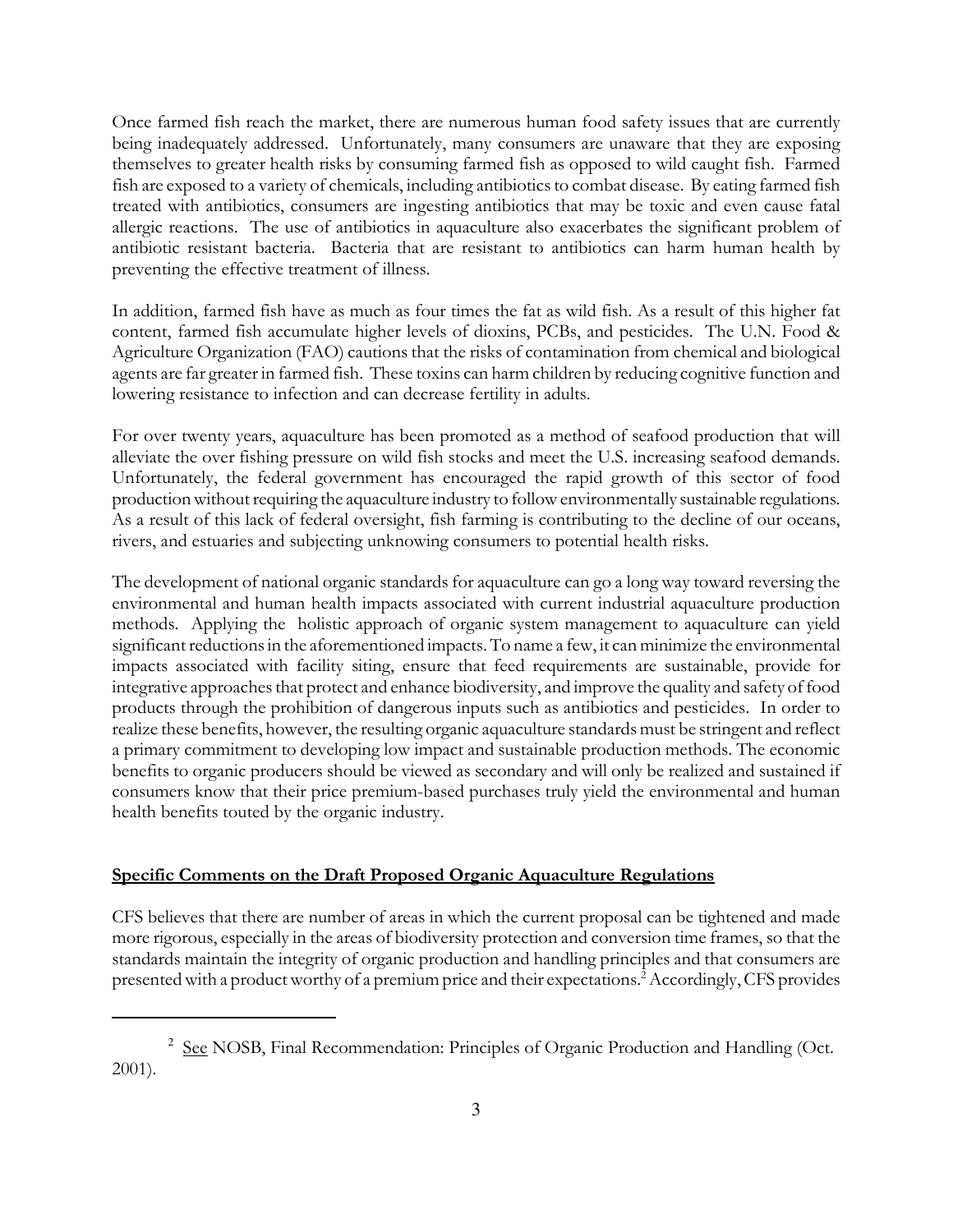Once farmed fish reach the market, there are numerous human food safety issues that are currently being inadequately addressed. Unfortunately, many consumers are unaware that they are exposing themselves to greater health risks by consuming farmed fish as opposed to wild caught fish. Farmed fish are exposed to a variety of chemicals, including antibiotics to combat disease. By eating farmed fish treated with antibiotics, consumers are ingesting antibiotics that may be toxic and even cause fatal allergic reactions. The use of antibiotics in aquaculture also exacerbates the significant problem of antibiotic resistant bacteria. Bacteria that are resistant to antibiotics can harm human health by preventing the effective treatment of illness.

In addition, farmed fish have as much as four times the fat as wild fish. As a result of this higher fat content, farmed fish accumulate higher levels of dioxins, PCBs, and pesticides. The U.N. Food & Agriculture Organization (FAO) cautions that the risks of contamination from chemical and biological agents are far greater in farmed fish. These toxins can harm children by reducing cognitive function and lowering resistance to infection and can decrease fertility in adults.

For over twenty years, aquaculture has been promoted as a method of seafood production that will alleviate the over fishing pressure on wild fish stocks and meet the U.S. increasing seafood demands. Unfortunately, the federal government has encouraged the rapid growth of this sector of food production without requiring the aquaculture industry to follow environmentally sustainable regulations. As a result of this lack of federal oversight, fish farming is contributing to the decline of our oceans, rivers, and estuaries and subjecting unknowing consumers to potential health risks.

The development of national organic standards for aquaculture can go a long way toward reversing the environmental and human health impacts associated with current industrial aquaculture production methods. Applying the holistic approach of organic system management to aquaculture can yield significant reductions in the aforementioned impacts. To name a few, it can minimize the environmental impacts associated with facility siting, ensure that feed requirements are sustainable, provide for integrative approaches that protect and enhance biodiversity, and improve the quality and safety of food products through the prohibition of dangerous inputs such as antibiotics and pesticides. In order to realize these benefits, however, the resulting organic aquaculture standards must be stringent and reflect a primary commitment to developing low impact and sustainable production methods. The economic benefits to organic producers should be viewed as secondary and will only be realized and sustained if consumers know that their price premium-based purchases truly yield the environmental and human health benefits touted by the organic industry.

## Specific Comments on the Draft Proposed Organic Aquaculture Regulations

CFS believes that there are number of areas in which the current proposal can be tightened and made more rigorous, especially in the areas of biodiversity protection and conversion time frames, so that the standards maintain the integrity of organic production and handling principles and that consumers are presented with a product worthy of a premium price and their expectations.[2] Accordingly, CFS provides

[2] See NOSB, Final Recommendation: Principles of Organic Production and Handling (Oct. 2001).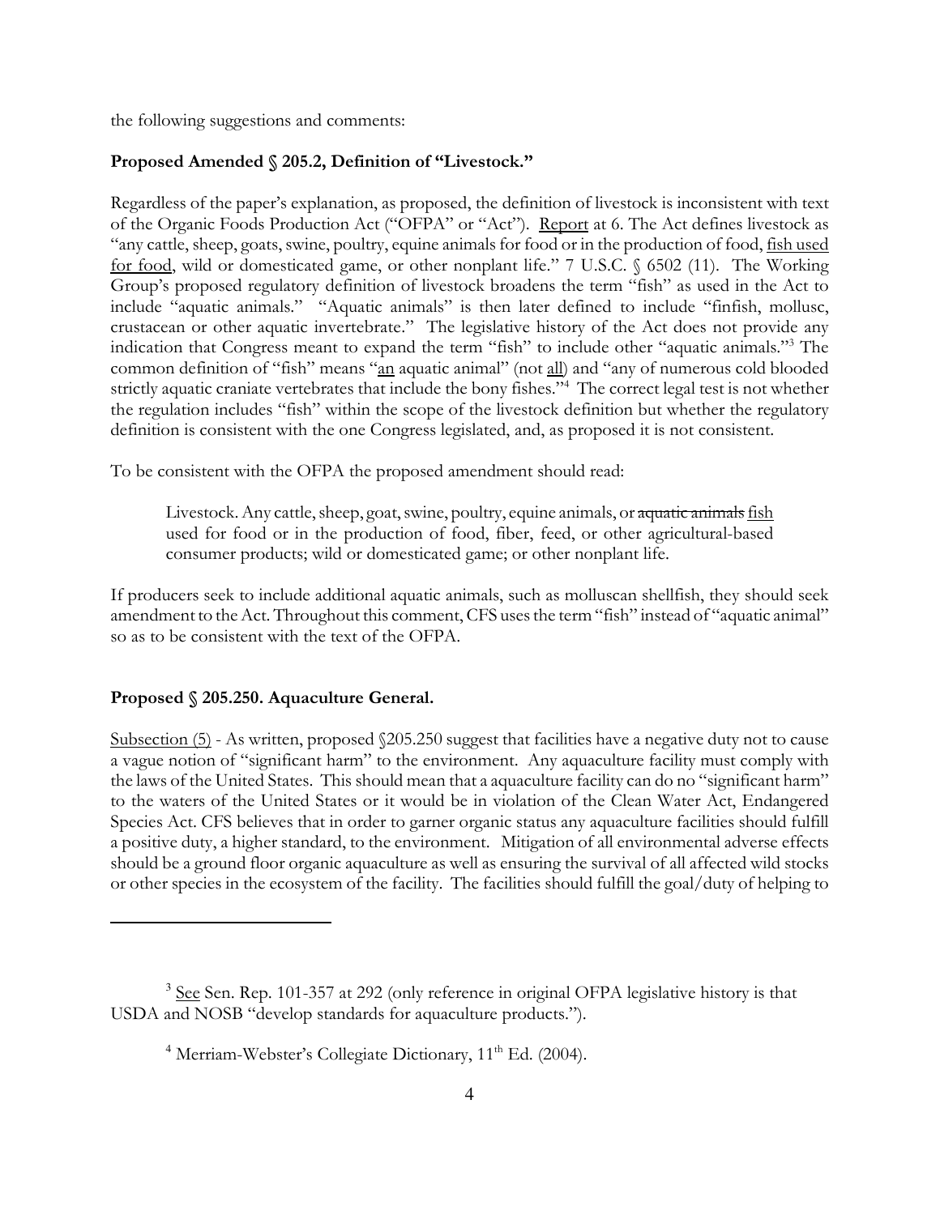the following suggestions and comments:

**Proposed Amended § 205.2, Definition of "Livestock."**

Regardless of the paper's explanation, as proposed, the definition of livestock is inconsistent with text of the Organic Foods Production Act ("OFPA" or "Act"). Report at 6. The Act defines livestock as "any cattle, sheep, goats, swine, poultry, equine animals for food or in the production of food, fish used for food, wild or domesticated game, or other nonplant life." 7 U.S.C. § 6502 (11). The Working Group's proposed regulatory definition of livestock broadens the term "fish" as used in the Act to include "aquatic animals." "Aquatic animals" is then later defined to include "finfish, mollusc, crustacean or other aquatic invertebrate." The legislative history of the Act does not provide any indication that Congress meant to expand the term "fish" to include other "aquatic animals."[3] The common definition of "fish" means "an aquatic animal" (not all) and "any of numerous cold blooded strictly aquatic craniate vertebrates that include the bony fishes."[4] The correct legal test is not whether the regulation includes "fish" within the scope of the livestock definition but whether the regulatory definition is consistent with the one Congress legislated, and, as proposed it is not consistent.

To be consistent with the OFPA the proposed amendment should read:

> Livestock. Any cattle, sheep, goat, swine, poultry, equine animals, or ~~aquatic animals~~ fish used for food or in the production of food, fiber, feed, or other agricultural-based consumer products; wild or domesticated game; or other nonplant life.

If producers seek to include additional aquatic animals, such as molluscan shellfish, they should seek amendment to the Act. Throughout this comment, CFS uses the term "fish" instead of "aquatic animal" so as to be consistent with the text of the OFPA.

**Proposed § 205.250. Aquaculture General.**

Subsection (5) - As written, proposed §205.250 suggest that facilities have a negative duty not to cause a vague notion of "significant harm" to the environment. Any aquaculture facility must comply with the laws of the United States. This should mean that a aquaculture facility can do no "significant harm" to the waters of the United States or it would be in violation of the Clean Water Act, Endangered Species Act. CFS believes that in order to garner organic status any aquaculture facilities should fulfill a positive duty, a higher standard, to the environment. Mitigation of all environmental adverse effects should be a ground floor organic aquaculture as well as ensuring the survival of all affected wild stocks or other species in the ecosystem of the facility. The facilities should fulfill the goal/duty of helping to

---

[3] See Sen. Rep. 101-357 at 292 (only reference in original OFPA legislative history is that USDA and NOSB "develop standards for aquaculture products.").

[4] Merriam-Webster's Collegiate Dictionary, 11th Ed. (2004).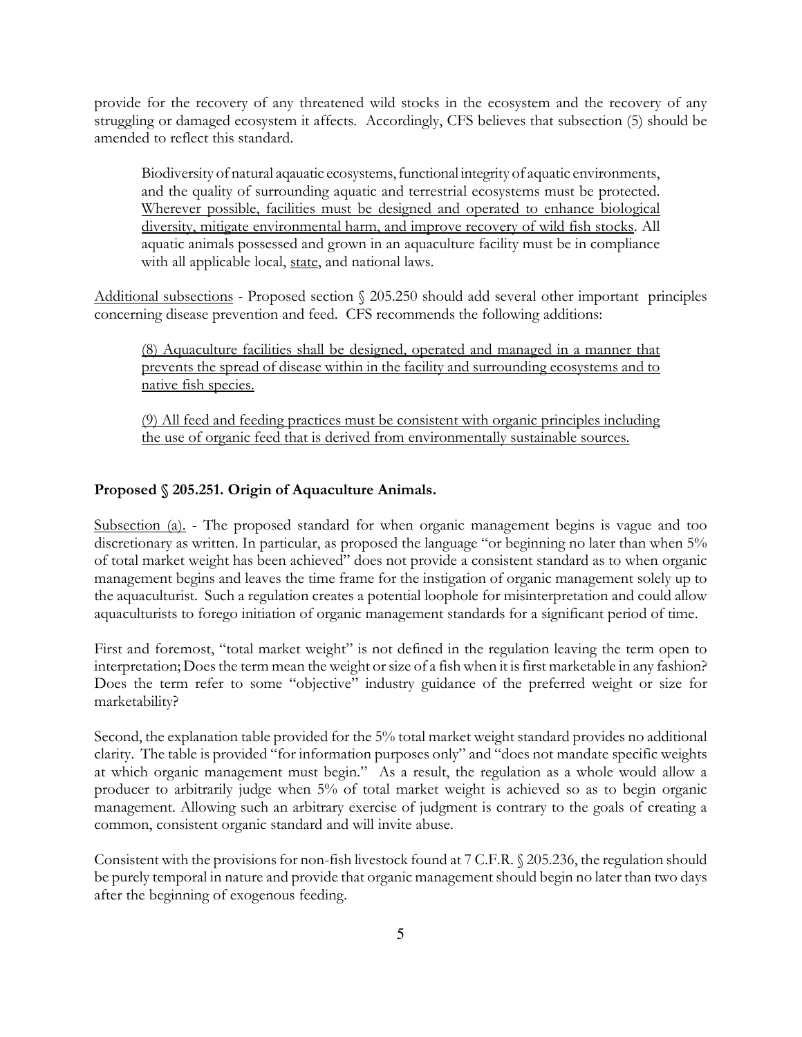provide for the recovery of any threatened wild stocks in the ecosystem and the recovery of any struggling or damaged ecosystem it affects. Accordingly, CFS believes that subsection (5) should be amended to reflect this standard.

> Biodiversity of natural aqauatic ecosystems, functional integrity of aquatic environments, and the quality of surrounding aquatic and terrestrial ecosystems must be protected. <u>Wherever possible, facilities must be designed and operated to enhance biological diversity, mitigate environmental harm, and improve recovery of wild fish stocks</u>. All aquatic animals possessed and grown in an aquaculture facility must be in compliance with all applicable local, <u>state</u>, and national laws.

<u>Additional subsections</u> - Proposed section § 205.250 should add several other important principles concerning disease prevention and feed. CFS recommends the following additions:

> <u>(8) Aquaculture facilities shall be designed, operated and managed in a manner that prevents the spread of disease within in the facility and surrounding ecosystems and to native fish species.</u>
>
> <u>(9) All feed and feeding practices must be consistent with organic principles including the use of organic feed that is derived from environmentally sustainable sources.</u>

**Proposed § 205.251. Origin of Aquaculture Animals.**

<u>Subsection (a).</u> - The proposed standard for when organic management begins is vague and too discretionary as written. In particular, as proposed the language "or beginning no later than when 5% of total market weight has been achieved" does not provide a consistent standard as to when organic management begins and leaves the time frame for the instigation of organic management solely up to the aquaculturist. Such a regulation creates a potential loophole for misinterpretation and could allow aquaculturists to forego initiation of organic management standards for a significant period of time.

First and foremost, "total market weight" is not defined in the regulation leaving the term open to interpretation; Does the term mean the weight or size of a fish when it is first marketable in any fashion? Does the term refer to some "objective" industry guidance of the preferred weight or size for marketability?

Second, the explanation table provided for the 5% total market weight standard provides no additional clarity. The table is provided "for information purposes only" and "does not mandate specific weights at which organic management must begin." As a result, the regulation as a whole would allow a producer to arbitrarily judge when 5% of total market weight is achieved so as to begin organic management. Allowing such an arbitrary exercise of judgment is contrary to the goals of creating a common, consistent organic standard and will invite abuse.

Consistent with the provisions for non-fish livestock found at 7 C.F.R. § 205.236, the regulation should be purely temporal in nature and provide that organic management should begin no later than two days after the beginning of exogenous feeding.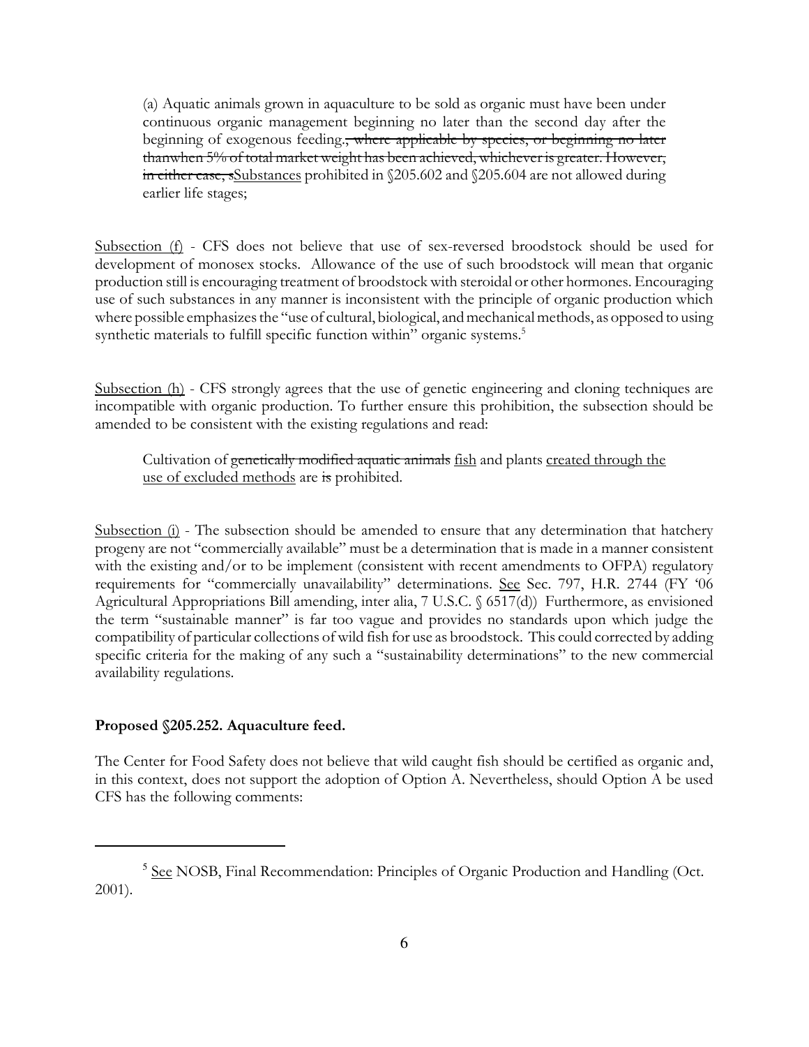> (a) Aquatic animals grown in aquaculture to be sold as organic must have been under continuous organic management beginning no later than the second day after the beginning of exogenous feeding.~~, where applicable by species, or beginning no later thanwhen 5% of total market weight has been achieved, whichever is greater. However, in either case, s~~<u>S</u>ubstances prohibited in §205.602 and §205.604 are not allowed during earlier life stages;

<u>Subsection (f)</u> - CFS does not believe that use of sex-reversed broodstock should be used for development of monosex stocks. Allowance of the use of such broodstock will mean that organic production still is encouraging treatment of broodstock with steroidal or other hormones. Encouraging use of such substances in any manner is inconsistent with the principle of organic production which where possible emphasizes the "use of cultural, biological, and mechanical methods, as opposed to using synthetic materials to fulfill specific function within" organic systems.[5]

<u>Subsection (h)</u> - CFS strongly agrees that the use of genetic engineering and cloning techniques are incompatible with organic production. To further ensure this prohibition, the subsection should be amended to be consistent with the existing regulations and read:

> Cultivation of ~~genetically modified aquatic animals~~ <u>fish</u> and plants <u>created through the use of excluded methods</u> are ~~is~~ prohibited.

<u>Subsection (i)</u> - The subsection should be amended to ensure that any determination that hatchery progeny are not "commercially available" must be a determination that is made in a manner consistent with the existing and/or to be implement (consistent with recent amendments to OFPA) regulatory requirements for "commercially unavailability" determinations. <u>See</u> Sec. 797, H.R. 2744 (FY '06 Agricultural Appropriations Bill amending, inter alia, 7 U.S.C. § 6517(d)) Furthermore, as envisioned the term "sustainable manner" is far too vague and provides no standards upon which judge the compatibility of particular collections of wild fish for use as broodstock. This could corrected by adding specific criteria for the making of any such a "sustainability determinations" to the new commercial availability regulations.

**Proposed §205.252. Aquaculture feed.**

The Center for Food Safety does not believe that wild caught fish should be certified as organic and, in this context, does not support the adoption of Option A. Nevertheless, should Option A be used CFS has the following comments:

---

[5] <u>See</u> NOSB, Final Recommendation: Principles of Organic Production and Handling (Oct. 2001).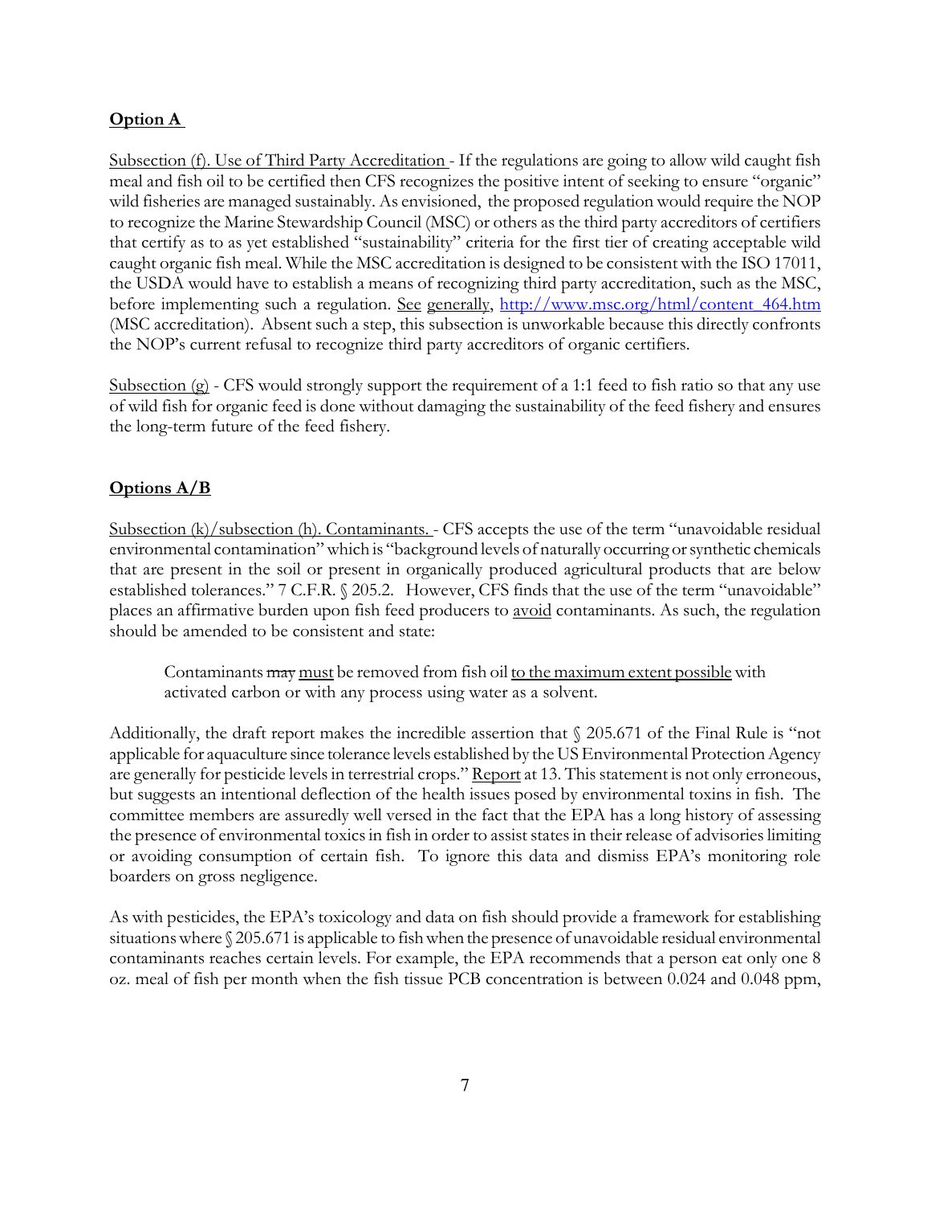**<u>Option A</u>**

<u>Subsection (f). Use of Third Party Accreditation</u> - If the regulations are going to allow wild caught fish meal and fish oil to be certified then CFS recognizes the positive intent of seeking to ensure "organic" wild fisheries are managed sustainably. As envisioned, the proposed regulation would require the NOP to recognize the Marine Stewardship Council (MSC) or others as the third party accreditors of certifiers that certify as to as yet established "sustainability" criteria for the first tier of creating acceptable wild caught organic fish meal. While the MSC accreditation is designed to be consistent with the ISO 17011, the USDA would have to establish a means of recognizing third party accreditation, such as the MSC, before implementing such a regulation. <u>See</u> <u>generally</u>, http://www.msc.org/html/content_464.htm (MSC accreditation). Absent such a step, this subsection is unworkable because this directly confronts the NOP's current refusal to recognize third party accreditors of organic certifiers.

<u>Subsection (g)</u> - CFS would strongly support the requirement of a 1:1 feed to fish ratio so that any use of wild fish for organic feed is done without damaging the sustainability of the feed fishery and ensures the long-term future of the feed fishery.

**<u>Options A/B</u>**

<u>Subsection (k)/subsection (h). Contaminants.</u> - CFS accepts the use of the term "unavoidable residual environmental contamination" which is "background levels of naturally occurring or synthetic chemicals that are present in the soil or present in organically produced agricultural products that are below established tolerances." 7 C.F.R. § 205.2. However, CFS finds that the use of the term "unavoidable" places an affirmative burden upon fish feed producers to <u>avoid</u> contaminants. As such, the regulation should be amended to be consistent and state:

> Contaminants ~~may~~ <u>must</u> be removed from fish oil <u>to the maximum extent possible</u> with activated carbon or with any process using water as a solvent.

Additionally, the draft report makes the incredible assertion that § 205.671 of the Final Rule is "not applicable for aquaculture since tolerance levels established by the US Environmental Protection Agency are generally for pesticide levels in terrestrial crops." <u>Report</u> at 13. This statement is not only erroneous, but suggests an intentional deflection of the health issues posed by environmental toxins in fish. The committee members are assuredly well versed in the fact that the EPA has a long history of assessing the presence of environmental toxics in fish in order to assist states in their release of advisories limiting or avoiding consumption of certain fish. To ignore this data and dismiss EPA's monitoring role boarders on gross negligence.

As with pesticides, the EPA's toxicology and data on fish should provide a framework for establishing situations where § 205.671 is applicable to fish when the presence of unavoidable residual environmental contaminants reaches certain levels. For example, the EPA recommends that a person eat only one 8 oz. meal of fish per month when the fish tissue PCB concentration is between 0.024 and 0.048 ppm,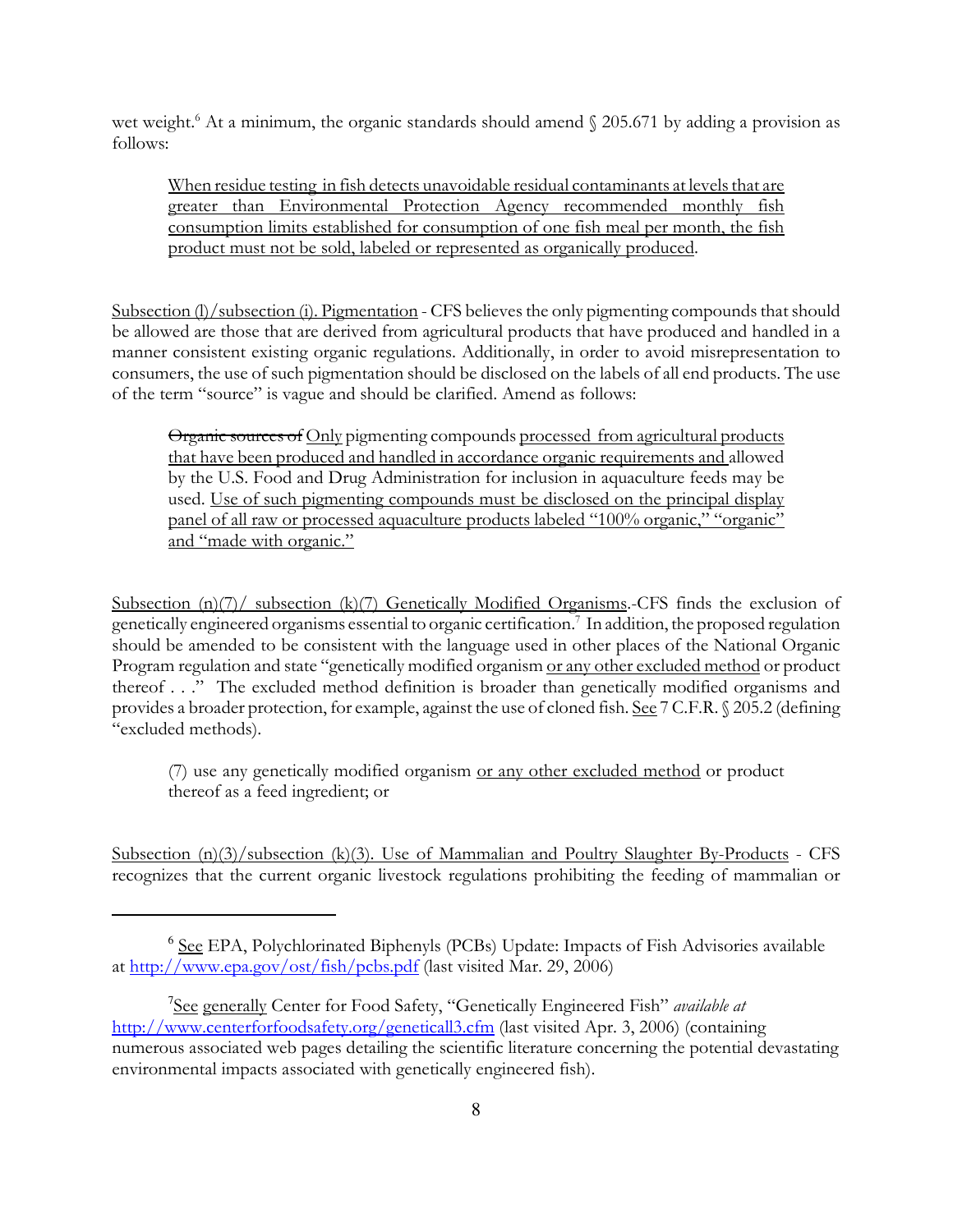wet weight.[6] At a minimum, the organic standards should amend § 205.671 by adding a provision as follows:

> <u>When residue testing in fish detects unavoidable residual contaminants at levels that are greater than Environmental Protection Agency recommended monthly fish consumption limits established for consumption of one fish meal per month, the fish product must not be sold, labeled or represented as organically produced</u>.

<u>Subsection (l)/subsection (i). Pigmentation</u> - CFS believes the only pigmenting compounds that should be allowed are those that are derived from agricultural products that have produced and handled in a manner consistent existing organic regulations. Additionally, in order to avoid misrepresentation to consumers, the use of such pigmentation should be disclosed on the labels of all end products. The use of the term "source" is vague and should be clarified. Amend as follows:

> ~~Organic sources of~~ <u>Only</u> pigmenting compounds <u>processed from agricultural products that have been produced and handled in accordance organic requirements and</u> allowed by the U.S. Food and Drug Administration for inclusion in aquaculture feeds may be used. <u>Use of such pigmenting compounds must be disclosed on the principal display panel of all raw or processed aquaculture products labeled "100% organic," "organic" and "made with organic."</u>

<u>Subsection (n)(7)/ subsection (k)(7) Genetically Modified Organisms</u>.-CFS finds the exclusion of genetically engineered organisms essential to organic certification.[7] In addition, the proposed regulation should be amended to be consistent with the language used in other places of the National Organic Program regulation and state "genetically modified organism <u>or any other excluded method</u> or product thereof . . ." The excluded method definition is broader than genetically modified organisms and provides a broader protection, for example, against the use of cloned fish. <u>See</u> 7 C.F.R. § 205.2 (defining "excluded methods).

> (7) use any genetically modified organism <u>or any other excluded method</u> or product thereof as a feed ingredient; or

<u>Subsection (n)(3)/subsection (k)(3). Use of Mammalian and Poultry Slaughter By-Products</u> - CFS recognizes that the current organic livestock regulations prohibiting the feeding of mammalian or

---

[6] <u>See</u> EPA, Polychlorinated Biphenyls (PCBs) Update: Impacts of Fish Advisories available at http://www.epa.gov/ost/fish/pcbs.pdf (last visited Mar. 29, 2006)

[7] <u>See generally</u> Center for Food Safety, "Genetically Engineered Fish" *available at* http://www.centerforfoodsafety.org/geneticall3.cfm (last visited Apr. 3, 2006) (containing numerous associated web pages detailing the scientific literature concerning the potential devastating environmental impacts associated with genetically engineered fish).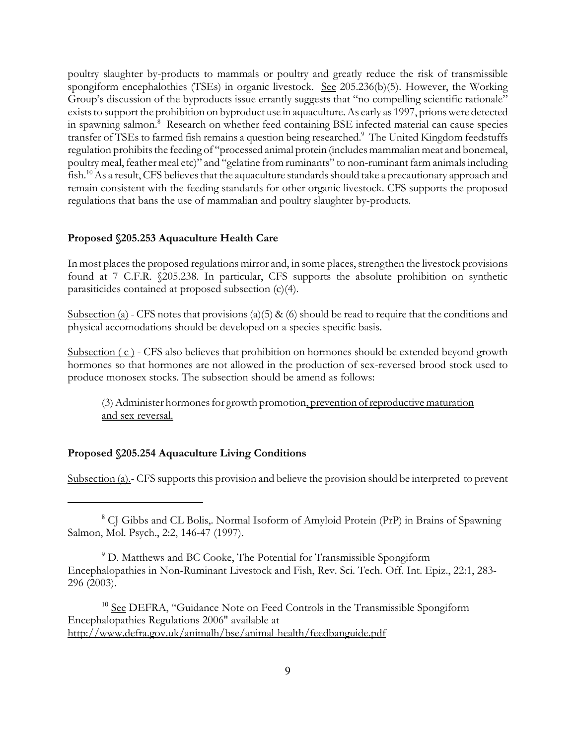poultry slaughter by-products to mammals or poultry and greatly reduce the risk of transmissible spongiform encephalothies (TSEs) in organic livestock. See 205.236(b)(5). However, the Working Group's discussion of the byproducts issue errantly suggests that "no compelling scientific rationale" exists to support the prohibition on byproduct use in aquaculture. As early as 1997, prions were detected in spawning salmon.[8] Research on whether feed containing BSE infected material can cause species transfer of TSEs to farmed fish remains a question being researched.[9] The United Kingdom feedstuffs regulation prohibits the feeding of "processed animal protein (includes mammalian meat and bonemeal, poultry meal, feather meal etc)" and "gelatine from ruminants" to non-ruminant farm animals including fish.[10] As a result, CFS believes that the aquaculture standards should take a precautionary approach and remain consistent with the feeding standards for other organic livestock. CFS supports the proposed regulations that bans the use of mammalian and poultry slaughter by-products.

**Proposed §205.253 Aquaculture Health Care**

In most places the proposed regulations mirror and, in some places, strengthen the livestock provisions found at 7 C.F.R. §205.238. In particular, CFS supports the absolute prohibition on synthetic parasiticides contained at proposed subsection (c)(4).

Subsection (a) - CFS notes that provisions (a)(5) & (6) should be read to require that the conditions and physical accomodations should be developed on a species specific basis.

Subsection ( c ) - CFS also believes that prohibition on hormones should be extended beyond growth hormones so that hormones are not allowed in the production of sex-reversed brood stock used to produce monosex stocks. The subsection should be amend as follows:

> (3) Administer hormones for growth promotion, prevention of reproductive maturation and sex reversal.

**Proposed §205.254 Aquaculture Living Conditions**

Subsection (a).- CFS supports this provision and believe the provision should be interpreted to prevent

---

[8] CJ Gibbs and CL Bolis,. Normal Isoform of Amyloid Protein (PrP) in Brains of Spawning Salmon, Mol. Psych., 2:2, 146-47 (1997).

[9] D. Matthews and BC Cooke, The Potential for Transmissible Spongiform Encephalopathies in Non-Ruminant Livestock and Fish, Rev. Sci. Tech. Off. Int. Epiz., 22:1, 283-296 (2003).

[10] See DEFRA, "Guidance Note on Feed Controls in the Transmissible Spongiform Encephalopathies Regulations 2006" available at http://www.defra.gov.uk/animalh/bse/animal-health/feedbanguide.pdf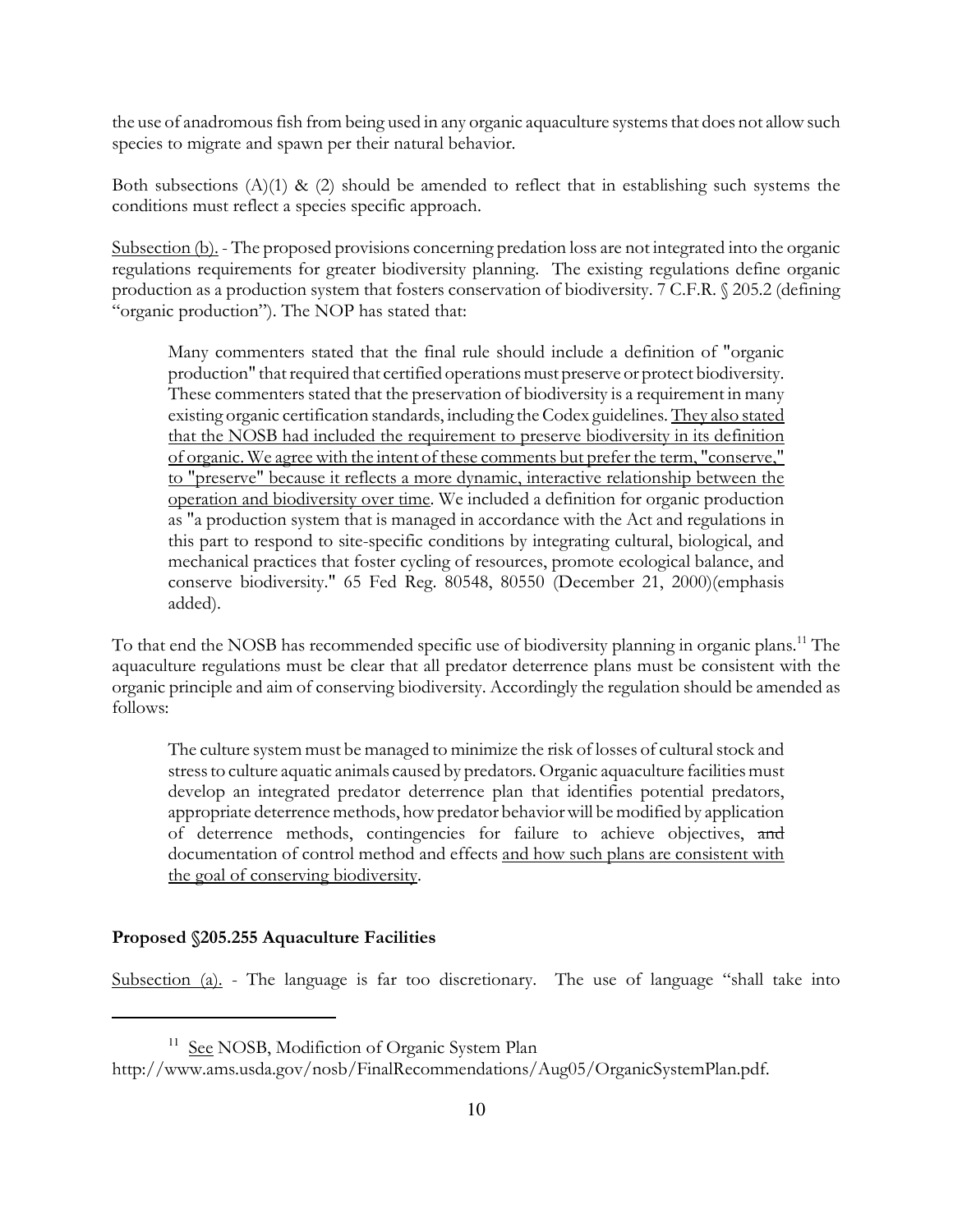the use of anadromous fish from being used in any organic aquaculture systems that does not allow such species to migrate and spawn per their natural behavior.

Both subsections (A)(1) & (2) should be amended to reflect that in establishing such systems the conditions must reflect a species specific approach.

<u>Subsection (b).</u> - The proposed provisions concerning predation loss are not integrated into the organic regulations requirements for greater biodiversity planning. The existing regulations define organic production as a production system that fosters conservation of biodiversity. 7 C.F.R. § 205.2 (defining "organic production"). The NOP has stated that:

> Many commenters stated that the final rule should include a definition of "organic production" that required that certified operations must preserve or protect biodiversity. These commenters stated that the preservation of biodiversity is a requirement in many existing organic certification standards, including the Codex guidelines. <u>They also stated that the NOSB had included the requirement to preserve biodiversity in its definition of organic. We agree with the intent of these comments but prefer the term, "conserve," to "preserve" because it reflects a more dynamic, interactive relationship between the operation and biodiversity over time</u>. We included a definition for organic production as "a production system that is managed in accordance with the Act and regulations in this part to respond to site-specific conditions by integrating cultural, biological, and mechanical practices that foster cycling of resources, promote ecological balance, and conserve biodiversity." 65 Fed Reg. 80548, 80550 (December 21, 2000)(emphasis added).

To that end the NOSB has recommended specific use of biodiversity planning in organic plans.[11] The aquaculture regulations must be clear that all predator deterrence plans must be consistent with the organic principle and aim of conserving biodiversity. Accordingly the regulation should be amended as follows:

> The culture system must be managed to minimize the risk of losses of cultural stock and stress to culture aquatic animals caused by predators. Organic aquaculture facilities must develop an integrated predator deterrence plan that identifies potential predators, appropriate deterrence methods, how predator behavior will be modified by application of deterrence methods, contingencies for failure to achieve objectives, ~~and~~ documentation of control method and effects <u>and how such plans are consistent with the goal of conserving biodiversity</u>.

**Proposed §205.255 Aquaculture Facilities**

<u>Subsection (a).</u> - The language is far too discretionary. The use of language "shall take into

---

[11] <u>See</u> NOSB, Modifiction of Organic System Plan http://www.ams.usda.gov/nosb/FinalRecommendations/Aug05/OrganicSystemPlan.pdf.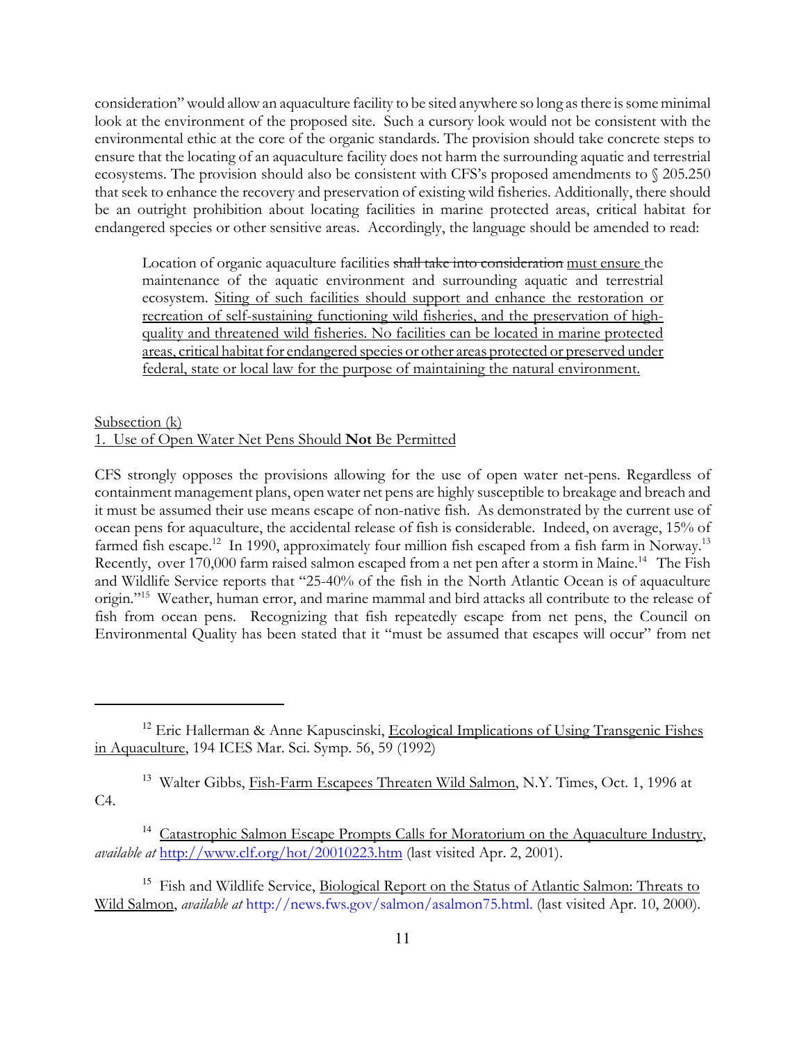consideration" would allow an aquaculture facility to be sited anywhere so long as there is some minimal look at the environment of the proposed site. Such a cursory look would not be consistent with the environmental ethic at the core of the organic standards. The provision should take concrete steps to ensure that the locating of an aquaculture facility does not harm the surrounding aquatic and terrestrial ecosystems. The provision should also be consistent with CFS's proposed amendments to § 205.250 that seek to enhance the recovery and preservation of existing wild fisheries. Additionally, there should be an outright prohibition about locating facilities in marine protected areas, critical habitat for endangered species or other sensitive areas. Accordingly, the language should be amended to read:

> Location of organic aquaculture facilities ~~shall take into consideration~~ <u>must ensure</u> the maintenance of the aquatic environment and surrounding aquatic and terrestrial ecosystem. <u>Siting of such facilities should support and enhance the restoration or recreation of self-sustaining functioning wild fisheries, and the preservation of high-quality and threatened wild fisheries. No facilities can be located in marine protected areas, critical habitat for endangered species or other areas protected or preserved under federal, state or local law for the purpose of maintaining the natural environment.</u>

<u>Subsection (k)</u>

<u>1. Use of Open Water Net Pens Should **Not** Be Permitted</u>

CFS strongly opposes the provisions allowing for the use of open water net-pens. Regardless of containment management plans, open water net pens are highly susceptible to breakage and breach and it must be assumed their use means escape of non-native fish. As demonstrated by the current use of ocean pens for aquaculture, the accidental release of fish is considerable. Indeed, on average, 15% of farmed fish escape.[12] In 1990, approximately four million fish escaped from a fish farm in Norway.[13] Recently, over 170,000 farm raised salmon escaped from a net pen after a storm in Maine.[14] The Fish and Wildlife Service reports that "25-40% of the fish in the North Atlantic Ocean is of aquaculture origin."[15] Weather, human error, and marine mammal and bird attacks all contribute to the release of fish from ocean pens. Recognizing that fish repeatedly escape from net pens, the Council on Environmental Quality has been stated that it "must be assumed that escapes will occur" from net

---

[12] Eric Hallerman & Anne Kapuscinski, <u>Ecological Implications of Using Transgenic Fishes in Aquaculture</u>, 194 ICES Mar. Sci. Symp. 56, 59 (1992)

[13] Walter Gibbs, <u>Fish-Farm Escapees Threaten Wild Salmon</u>, N.Y. Times, Oct. 1, 1996 at C4.

[14] <u>Catastrophic Salmon Escape Prompts Calls for Moratorium on the Aquaculture Industry</u>, *available at* http://www.clf.org/hot/20010223.htm (last visited Apr. 2, 2001).

[15] Fish and Wildlife Service, <u>Biological Report on the Status of Atlantic Salmon: Threats to Wild Salmon</u>, *available at* http://news.fws.gov/salmon/asalmon75.html. (last visited Apr. 10, 2000).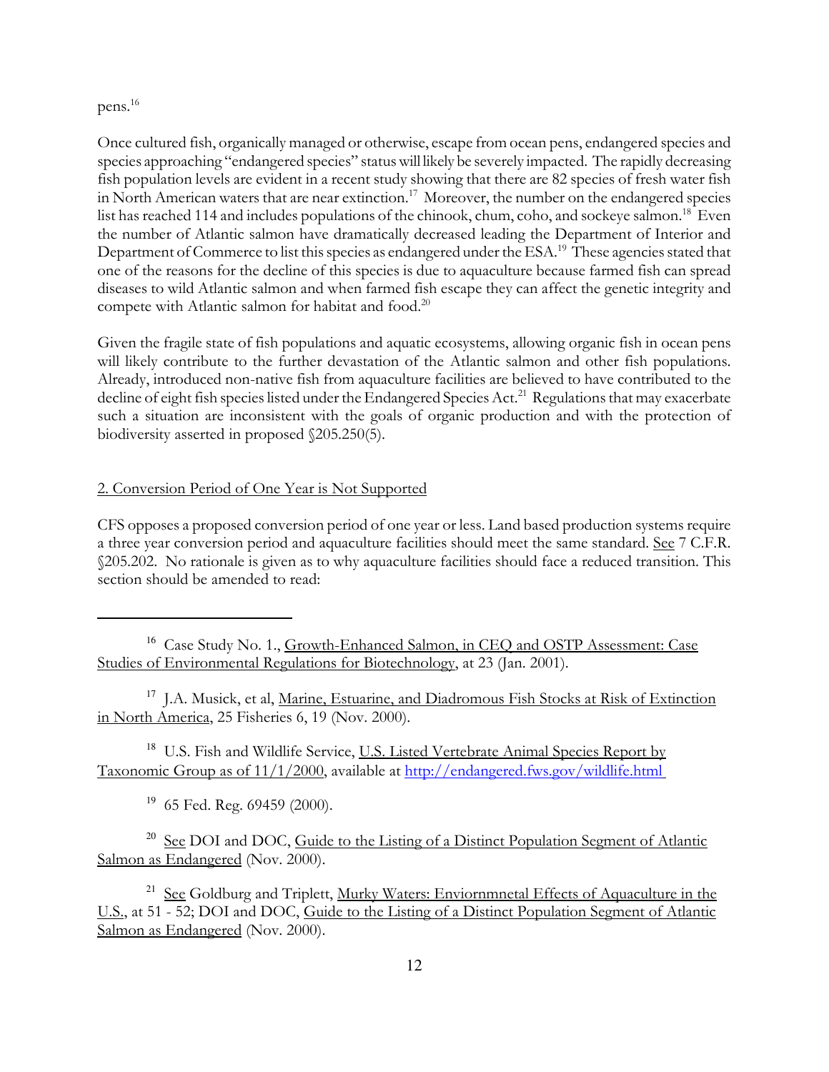pens.[16]

Once cultured fish, organically managed or otherwise, escape from ocean pens, endangered species and species approaching "endangered species" status will likely be severely impacted. The rapidly decreasing fish population levels are evident in a recent study showing that there are 82 species of fresh water fish in North American waters that are near extinction.[17] Moreover, the number on the endangered species list has reached 114 and includes populations of the chinook, chum, coho, and sockeye salmon.[18] Even the number of Atlantic salmon have dramatically decreased leading the Department of Interior and Department of Commerce to list this species as endangered under the ESA.[19] These agencies stated that one of the reasons for the decline of this species is due to aquaculture because farmed fish can spread diseases to wild Atlantic salmon and when farmed fish escape they can affect the genetic integrity and compete with Atlantic salmon for habitat and food.[20]

Given the fragile state of fish populations and aquatic ecosystems, allowing organic fish in ocean pens will likely contribute to the further devastation of the Atlantic salmon and other fish populations. Already, introduced non-native fish from aquaculture facilities are believed to have contributed to the decline of eight fish species listed under the Endangered Species Act.[21] Regulations that may exacerbate such a situation are inconsistent with the goals of organic production and with the protection of biodiversity asserted in proposed §205.250(5).

## 2. Conversion Period of One Year is Not Supported

CFS opposes a proposed conversion period of one year or less. Land based production systems require a three year conversion period and aquaculture facilities should meet the same standard. See 7 C.F.R. §205.202. No rationale is given as to why aquaculture facilities should face a reduced transition. This section should be amended to read:

---

[16] Case Study No. 1., Growth-Enhanced Salmon, in CEQ and OSTP Assessment: Case Studies of Environmental Regulations for Biotechnology, at 23 (Jan. 2001).

[17] J.A. Musick, et al, Marine, Estuarine, and Diadromous Fish Stocks at Risk of Extinction in North America, 25 Fisheries 6, 19 (Nov. 2000).

[18] U.S. Fish and Wildlife Service, U.S. Listed Vertebrate Animal Species Report by Taxonomic Group as of 11/1/2000, available at http://endangered.fws.gov/wildlife.html

[19] 65 Fed. Reg. 69459 (2000).

[20] See DOI and DOC, Guide to the Listing of a Distinct Population Segment of Atlantic Salmon as Endangered (Nov. 2000).

[21] See Goldburg and Triplett, Murky Waters: Enviornmnetal Effects of Aquaculture in the U.S., at 51 - 52; DOI and DOC, Guide to the Listing of a Distinct Population Segment of Atlantic Salmon as Endangered (Nov. 2000).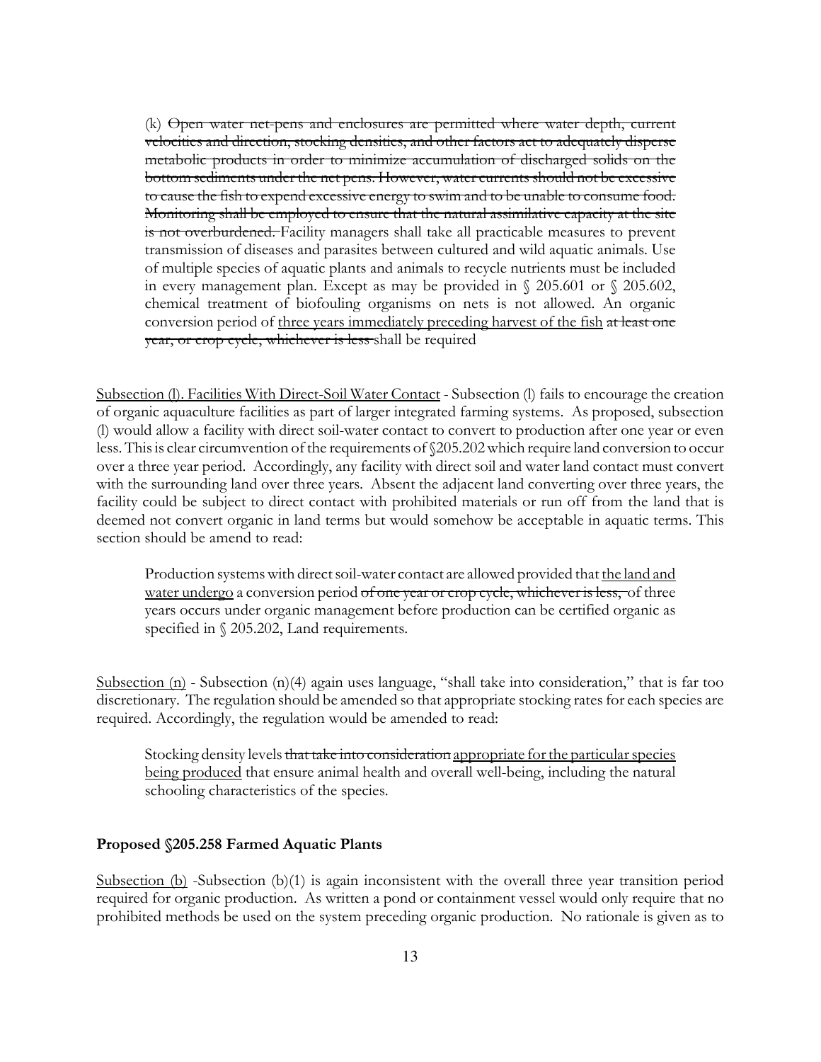> (k) ~~Open water net-pens and enclosures are permitted where water depth, current velocities and direction, stocking densities, and other factors act to adequately disperse metabolic products in order to minimize accumulation of discharged solids on the bottom sediments under the net pens. However, water currents should not be excessive to cause the fish to expend excessive energy to swim and to be unable to consume food. Monitoring shall be employed to ensure that the natural assimilative capacity at the site is not overburdened.~~ Facility managers shall take all practicable measures to prevent transmission of diseases and parasites between cultured and wild aquatic animals. Use of multiple species of aquatic plants and animals to recycle nutrients must be included in every management plan. Except as may be provided in § 205.601 or § 205.602, chemical treatment of biofouling organisms on nets is not allowed. An organic conversion period of <u>three years immediately preceding harvest of the fish</u> ~~at least one year, or crop cycle, whichever is less~~ shall be required

<u>Subsection (l). Facilities With Direct-Soil Water Contact</u> - Subsection (l) fails to encourage the creation of organic aquaculture facilities as part of larger integrated farming systems. As proposed, subsection (l) would allow a facility with direct soil-water contact to convert to production after one year or even less. This is clear circumvention of the requirements of §205.202 which require land conversion to occur over a three year period. Accordingly, any facility with direct soil and water land contact must convert with the surrounding land over three years. Absent the adjacent land converting over three years, the facility could be subject to direct contact with prohibited materials or run off from the land that is deemed not convert organic in land terms but would somehow be acceptable in aquatic terms. This section should be amend to read:

> Production systems with direct soil-water contact are allowed provided that <u>the land and water undergo</u> a conversion period ~~of one year or crop cycle, whichever is less,~~ of three years occurs under organic management before production can be certified organic as specified in § 205.202, Land requirements.

<u>Subsection (n)</u> - Subsection (n)(4) again uses language, "shall take into consideration," that is far too discretionary. The regulation should be amended so that appropriate stocking rates for each species are required. Accordingly, the regulation would be amended to read:

> Stocking density levels ~~that take into consideration~~ <u>appropriate for the particular species being produced</u> that ensure animal health and overall well-being, including the natural schooling characteristics of the species.

**Proposed §205.258 Farmed Aquatic Plants**

<u>Subsection (b)</u> -Subsection (b)(1) is again inconsistent with the overall three year transition period required for organic production. As written a pond or containment vessel would only require that no prohibited methods be used on the system preceding organic production. No rationale is given as to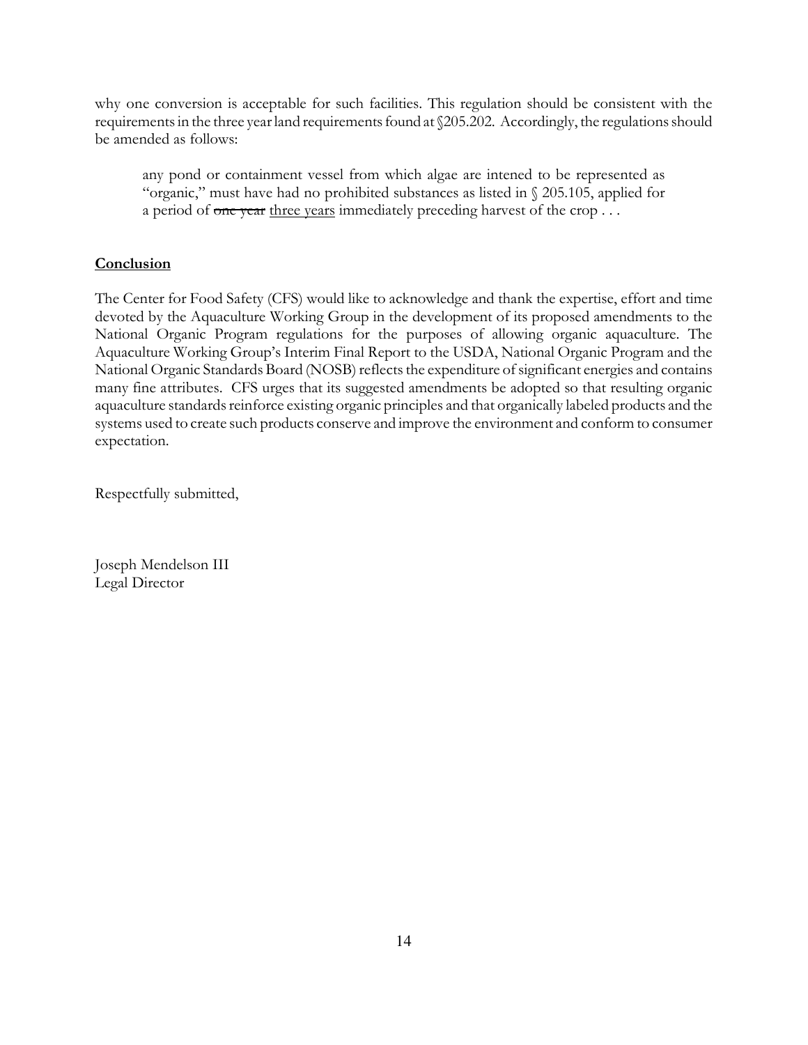why one conversion is acceptable for such facilities. This regulation should be consistent with the requirements in the three year land requirements found at §205.202. Accordingly, the regulations should be amended as follows:

> any pond or containment vessel from which algae are intened to be represented as "organic," must have had no prohibited substances as listed in § 205.105, applied for a period of ~~one year~~ <u>three years</u> immediately preceding harvest of the crop . . .

**<u>Conclusion</u>**

The Center for Food Safety (CFS) would like to acknowledge and thank the expertise, effort and time devoted by the Aquaculture Working Group in the development of its proposed amendments to the National Organic Program regulations for the purposes of allowing organic aquaculture. The Aquaculture Working Group's Interim Final Report to the USDA, National Organic Program and the National Organic Standards Board (NOSB) reflects the expenditure of significant energies and contains many fine attributes. CFS urges that its suggested amendments be adopted so that resulting organic aquaculture standards reinforce existing organic principles and that organically labeled products and the systems used to create such products conserve and improve the environment and conform to consumer expectation.

Respectfully submitted,

Joseph Mendelson III
Legal Director